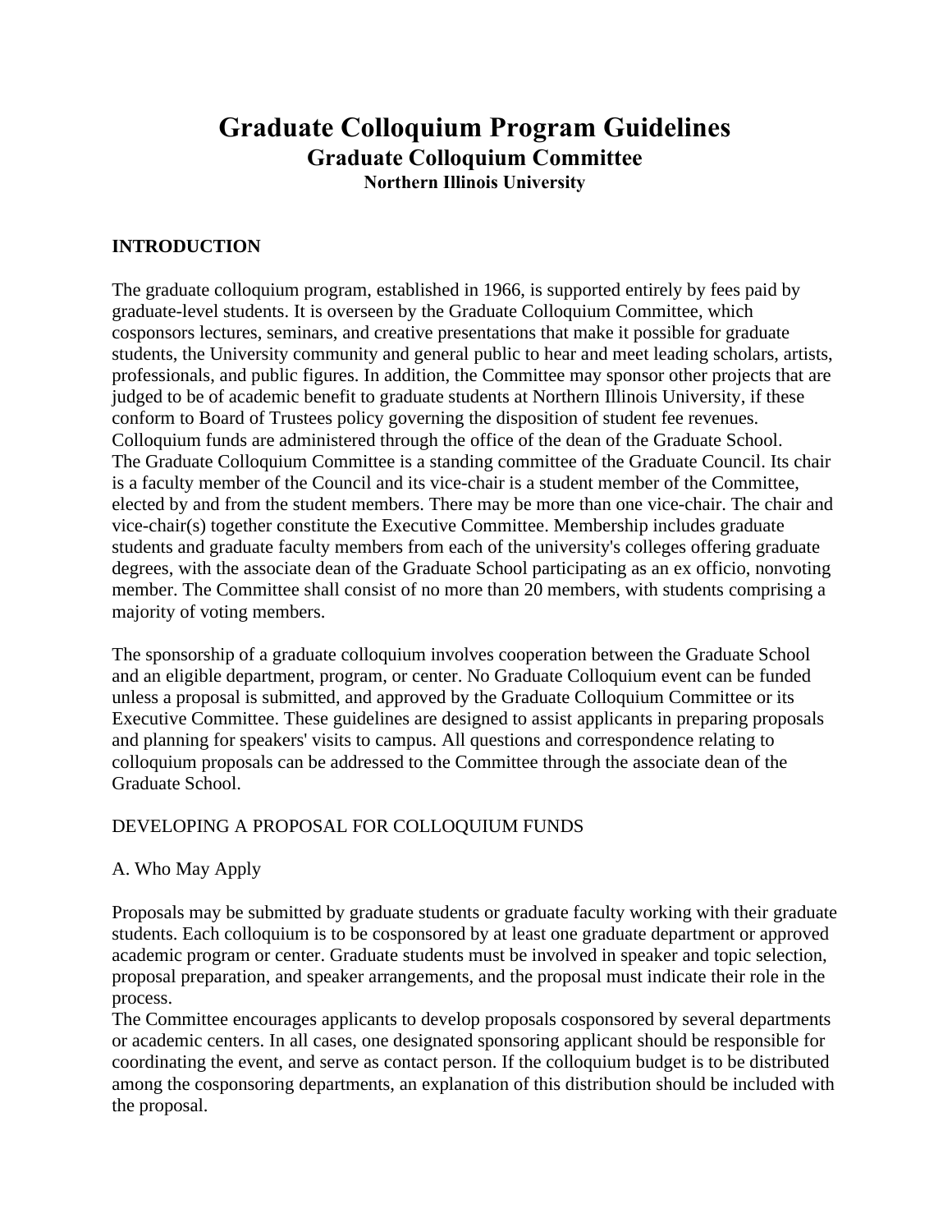# Graduate Colloquium Program Guidelines
## Graduate Colloquium Committee
### Northern Illinois University

**INTRODUCTION**

The graduate colloquium program, established in 1966, is supported entirely by fees paid by graduate-level students. It is overseen by the Graduate Colloquium Committee, which cosponsors lectures, seminars, and creative presentations that make it possible for graduate students, the University community and general public to hear and meet leading scholars, artists, professionals, and public figures. In addition, the Committee may sponsor other projects that are judged to be of academic benefit to graduate students at Northern Illinois University, if these conform to Board of Trustees policy governing the disposition of student fee revenues. Colloquium funds are administered through the office of the dean of the Graduate School.
The Graduate Colloquium Committee is a standing committee of the Graduate Council. Its chair is a faculty member of the Council and its vice-chair is a student member of the Committee, elected by and from the student members. There may be more than one vice-chair. The chair and vice-chair(s) together constitute the Executive Committee. Membership includes graduate students and graduate faculty members from each of the university's colleges offering graduate degrees, with the associate dean of the Graduate School participating as an ex officio, nonvoting member. The Committee shall consist of no more than 20 members, with students comprising a majority of voting members.

The sponsorship of a graduate colloquium involves cooperation between the Graduate School and an eligible department, program, or center. No Graduate Colloquium event can be funded unless a proposal is submitted, and approved by the Graduate Colloquium Committee or its Executive Committee. These guidelines are designed to assist applicants in preparing proposals and planning for speakers' visits to campus. All questions and correspondence relating to colloquium proposals can be addressed to the Committee through the associate dean of the Graduate School.

DEVELOPING A PROPOSAL FOR COLLOQUIUM FUNDS

A. Who May Apply

Proposals may be submitted by graduate students or graduate faculty working with their graduate students. Each colloquium is to be cosponsored by at least one graduate department or approved academic program or center. Graduate students must be involved in speaker and topic selection, proposal preparation, and speaker arrangements, and the proposal must indicate their role in the process.
The Committee encourages applicants to develop proposals cosponsored by several departments or academic centers. In all cases, one designated sponsoring applicant should be responsible for coordinating the event, and serve as contact person. If the colloquium budget is to be distributed among the cosponsoring departments, an explanation of this distribution should be included with the proposal.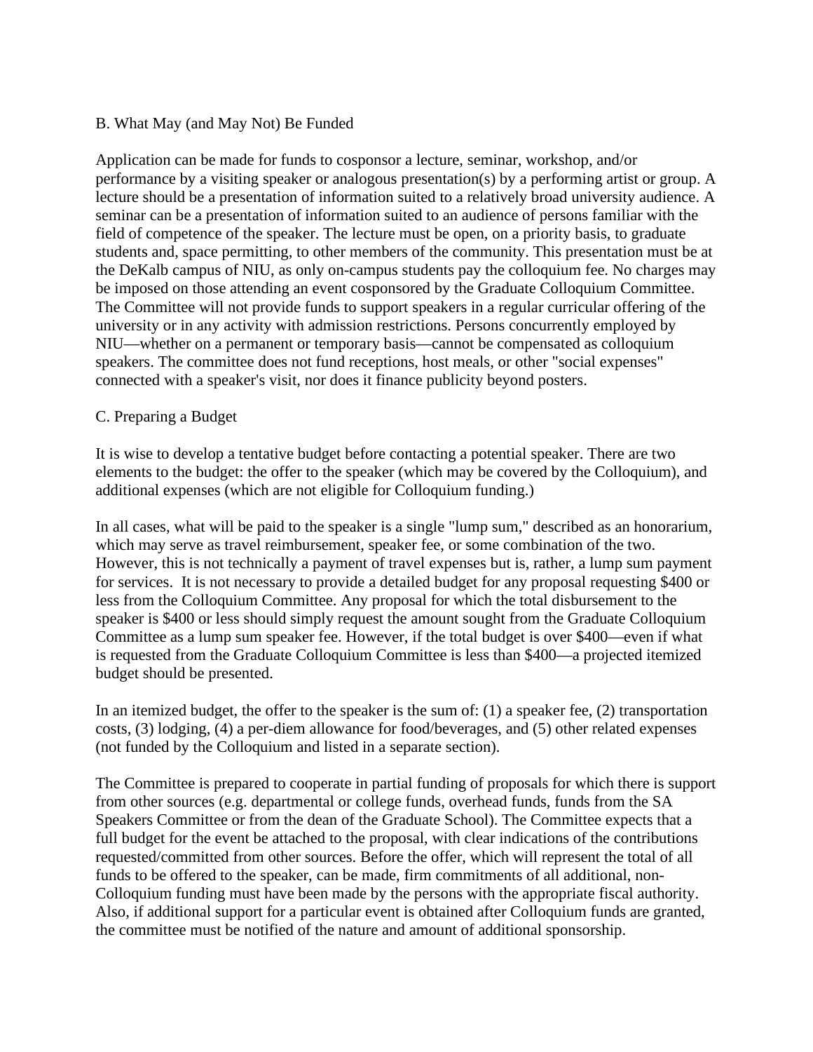## B. What May (and May Not) Be Funded

Application can be made for funds to cosponsor a lecture, seminar, workshop, and/or performance by a visiting speaker or analogous presentation(s) by a performing artist or group. A lecture should be a presentation of information suited to a relatively broad university audience. A seminar can be a presentation of information suited to an audience of persons familiar with the field of competence of the speaker. The lecture must be open, on a priority basis, to graduate students and, space permitting, to other members of the community. This presentation must be at the DeKalb campus of NIU, as only on-campus students pay the colloquium fee. No charges may be imposed on those attending an event cosponsored by the Graduate Colloquium Committee. The Committee will not provide funds to support speakers in a regular curricular offering of the university or in any activity with admission restrictions. Persons concurrently employed by NIU—whether on a permanent or temporary basis—cannot be compensated as colloquium speakers. The committee does not fund receptions, host meals, or other "social expenses" connected with a speaker's visit, nor does it finance publicity beyond posters.

## C. Preparing a Budget

It is wise to develop a tentative budget before contacting a potential speaker. There are two elements to the budget: the offer to the speaker (which may be covered by the Colloquium), and additional expenses (which are not eligible for Colloquium funding.)

In all cases, what will be paid to the speaker is a single "lump sum," described as an honorarium, which may serve as travel reimbursement, speaker fee, or some combination of the two. However, this is not technically a payment of travel expenses but is, rather, a lump sum payment for services. It is not necessary to provide a detailed budget for any proposal requesting $400 or less from the Colloquium Committee. Any proposal for which the total disbursement to the speaker is $400 or less should simply request the amount sought from the Graduate Colloquium Committee as a lump sum speaker fee. However, if the total budget is over $400—even if what is requested from the Graduate Colloquium Committee is less than $400—a projected itemized budget should be presented.

In an itemized budget, the offer to the speaker is the sum of: (1) a speaker fee, (2) transportation costs, (3) lodging, (4) a per-diem allowance for food/beverages, and (5) other related expenses (not funded by the Colloquium and listed in a separate section).

The Committee is prepared to cooperate in partial funding of proposals for which there is support from other sources (e.g. departmental or college funds, overhead funds, funds from the SA Speakers Committee or from the dean of the Graduate School). The Committee expects that a full budget for the event be attached to the proposal, with clear indications of the contributions requested/committed from other sources. Before the offer, which will represent the total of all funds to be offered to the speaker, can be made, firm commitments of all additional, non-Colloquium funding must have been made by the persons with the appropriate fiscal authority. Also, if additional support for a particular event is obtained after Colloquium funds are granted, the committee must be notified of the nature and amount of additional sponsorship.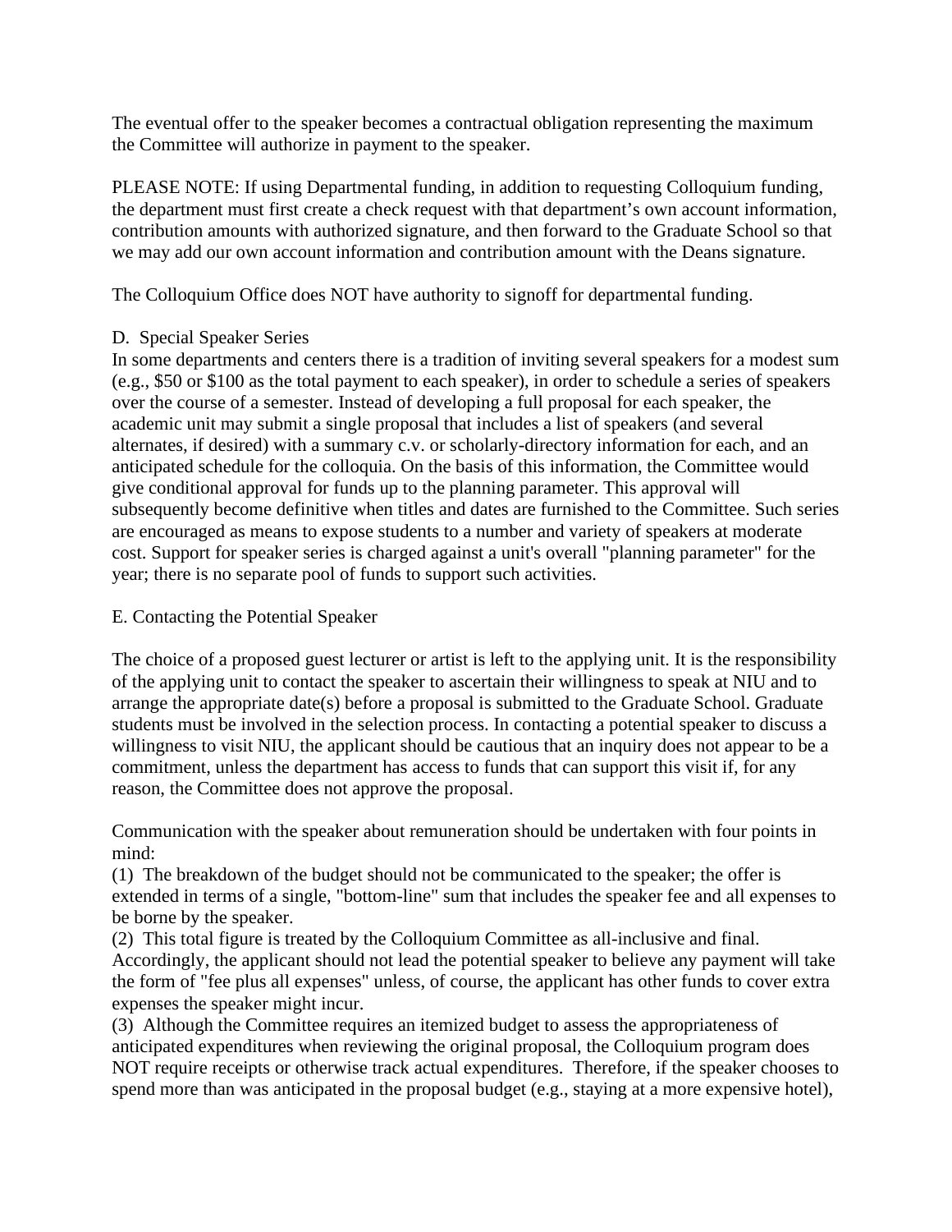The eventual offer to the speaker becomes a contractual obligation representing the maximum the Committee will authorize in payment to the speaker.

PLEASE NOTE: If using Departmental funding, in addition to requesting Colloquium funding, the department must first create a check request with that department's own account information, contribution amounts with authorized signature, and then forward to the Graduate School so that we may add our own account information and contribution amount with the Deans signature.

The Colloquium Office does NOT have authority to signoff for departmental funding.

D. Special Speaker Series

In some departments and centers there is a tradition of inviting several speakers for a modest sum (e.g., $50 or $100 as the total payment to each speaker), in order to schedule a series of speakers over the course of a semester. Instead of developing a full proposal for each speaker, the academic unit may submit a single proposal that includes a list of speakers (and several alternates, if desired) with a summary c.v. or scholarly-directory information for each, and an anticipated schedule for the colloquia. On the basis of this information, the Committee would give conditional approval for funds up to the planning parameter. This approval will subsequently become definitive when titles and dates are furnished to the Committee. Such series are encouraged as means to expose students to a number and variety of speakers at moderate cost. Support for speaker series is charged against a unit's overall "planning parameter" for the year; there is no separate pool of funds to support such activities.

E. Contacting the Potential Speaker

The choice of a proposed guest lecturer or artist is left to the applying unit. It is the responsibility of the applying unit to contact the speaker to ascertain their willingness to speak at NIU and to arrange the appropriate date(s) before a proposal is submitted to the Graduate School. Graduate students must be involved in the selection process. In contacting a potential speaker to discuss a willingness to visit NIU, the applicant should be cautious that an inquiry does not appear to be a commitment, unless the department has access to funds that can support this visit if, for any reason, the Committee does not approve the proposal.

Communication with the speaker about remuneration should be undertaken with four points in mind:

(1) The breakdown of the budget should not be communicated to the speaker; the offer is extended in terms of a single, "bottom-line" sum that includes the speaker fee and all expenses to be borne by the speaker.

(2) This total figure is treated by the Colloquium Committee as all-inclusive and final. Accordingly, the applicant should not lead the potential speaker to believe any payment will take the form of "fee plus all expenses" unless, of course, the applicant has other funds to cover extra expenses the speaker might incur.

(3) Although the Committee requires an itemized budget to assess the appropriateness of anticipated expenditures when reviewing the original proposal, the Colloquium program does NOT require receipts or otherwise track actual expenditures. Therefore, if the speaker chooses to spend more than was anticipated in the proposal budget (e.g., staying at a more expensive hotel),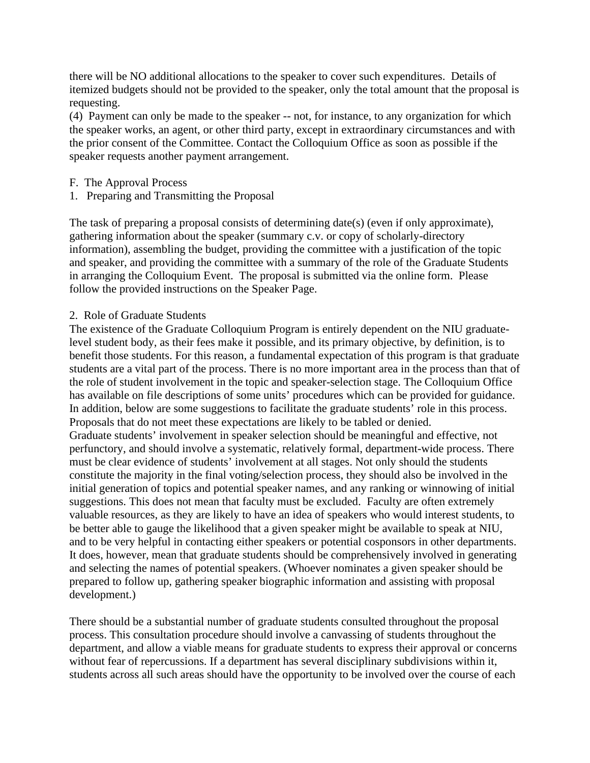there will be NO additional allocations to the speaker to cover such expenditures. Details of itemized budgets should not be provided to the speaker, only the total amount that the proposal is requesting.

(4) Payment can only be made to the speaker -- not, for instance, to any organization for which the speaker works, an agent, or other third party, except in extraordinary circumstances and with the prior consent of the Committee. Contact the Colloquium Office as soon as possible if the speaker requests another payment arrangement.

## F. The Approval Process

### 1. Preparing and Transmitting the Proposal

The task of preparing a proposal consists of determining date(s) (even if only approximate), gathering information about the speaker (summary c.v. or copy of scholarly-directory information), assembling the budget, providing the committee with a justification of the topic and speaker, and providing the committee with a summary of the role of the Graduate Students in arranging the Colloquium Event. The proposal is submitted via the online form. Please follow the provided instructions on the Speaker Page.

### 2. Role of Graduate Students

The existence of the Graduate Colloquium Program is entirely dependent on the NIU graduate-level student body, as their fees make it possible, and its primary objective, by definition, is to benefit those students. For this reason, a fundamental expectation of this program is that graduate students are a vital part of the process. There is no more important area in the process than that of the role of student involvement in the topic and speaker-selection stage. The Colloquium Office has available on file descriptions of some units' procedures which can be provided for guidance. In addition, below are some suggestions to facilitate the graduate students' role in this process. Proposals that do not meet these expectations are likely to be tabled or denied.

Graduate students' involvement in speaker selection should be meaningful and effective, not perfunctory, and should involve a systematic, relatively formal, department-wide process. There must be clear evidence of students' involvement at all stages. Not only should the students constitute the majority in the final voting/selection process, they should also be involved in the initial generation of topics and potential speaker names, and any ranking or winnowing of initial suggestions. This does not mean that faculty must be excluded. Faculty are often extremely valuable resources, as they are likely to have an idea of speakers who would interest students, to be better able to gauge the likelihood that a given speaker might be available to speak at NIU, and to be very helpful in contacting either speakers or potential cosponsors in other departments. It does, however, mean that graduate students should be comprehensively involved in generating and selecting the names of potential speakers. (Whoever nominates a given speaker should be prepared to follow up, gathering speaker biographic information and assisting with proposal development.)

There should be a substantial number of graduate students consulted throughout the proposal process. This consultation procedure should involve a canvassing of students throughout the department, and allow a viable means for graduate students to express their approval or concerns without fear of repercussions. If a department has several disciplinary subdivisions within it, students across all such areas should have the opportunity to be involved over the course of each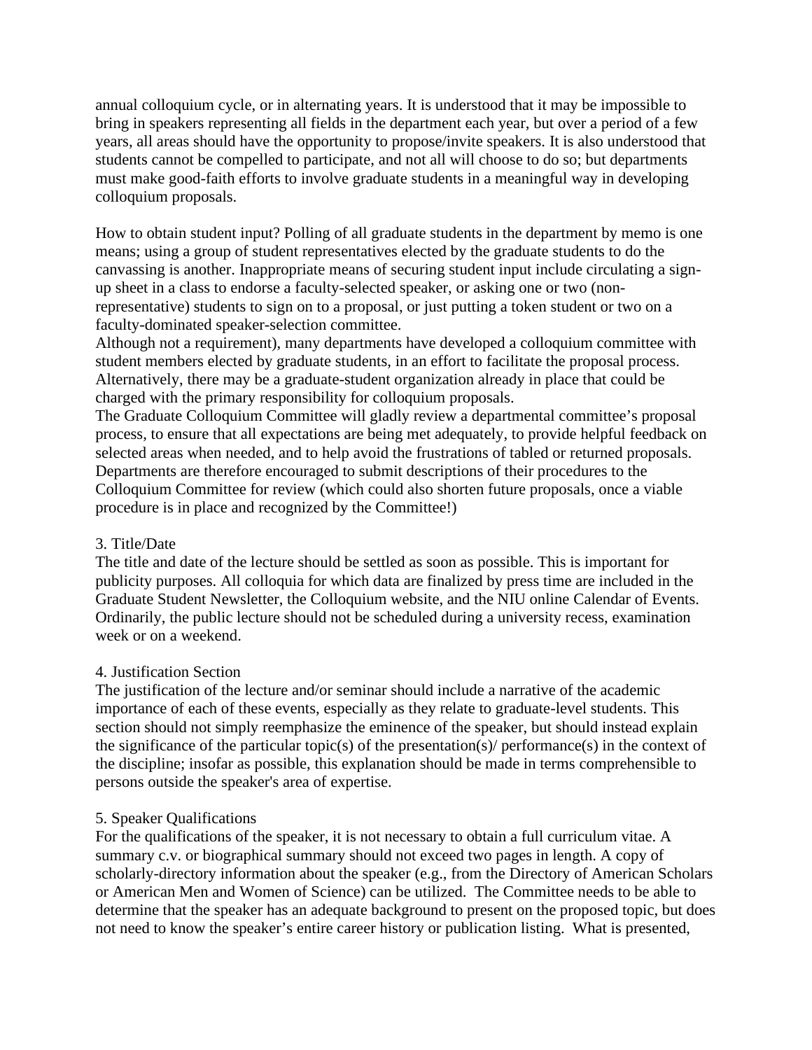annual colloquium cycle, or in alternating years. It is understood that it may be impossible to bring in speakers representing all fields in the department each year, but over a period of a few years, all areas should have the opportunity to propose/invite speakers. It is also understood that students cannot be compelled to participate, and not all will choose to do so; but departments must make good-faith efforts to involve graduate students in a meaningful way in developing colloquium proposals.

How to obtain student input? Polling of all graduate students in the department by memo is one means; using a group of student representatives elected by the graduate students to do the canvassing is another. Inappropriate means of securing student input include circulating a sign-up sheet in a class to endorse a faculty-selected speaker, or asking one or two (non-representative) students to sign on to a proposal, or just putting a token student or two on a faculty-dominated speaker-selection committee.

Although not a requirement), many departments have developed a colloquium committee with student members elected by graduate students, in an effort to facilitate the proposal process. Alternatively, there may be a graduate-student organization already in place that could be charged with the primary responsibility for colloquium proposals.

The Graduate Colloquium Committee will gladly review a departmental committee's proposal process, to ensure that all expectations are being met adequately, to provide helpful feedback on selected areas when needed, and to help avoid the frustrations of tabled or returned proposals. Departments are therefore encouraged to submit descriptions of their procedures to the Colloquium Committee for review (which could also shorten future proposals, once a viable procedure is in place and recognized by the Committee!)

3. Title/Date

The title and date of the lecture should be settled as soon as possible. This is important for publicity purposes. All colloquia for which data are finalized by press time are included in the Graduate Student Newsletter, the Colloquium website, and the NIU online Calendar of Events. Ordinarily, the public lecture should not be scheduled during a university recess, examination week or on a weekend.

4. Justification Section

The justification of the lecture and/or seminar should include a narrative of the academic importance of each of these events, especially as they relate to graduate-level students. This section should not simply reemphasize the eminence of the speaker, but should instead explain the significance of the particular topic(s) of the presentation(s)/ performance(s) in the context of the discipline; insofar as possible, this explanation should be made in terms comprehensible to persons outside the speaker's area of expertise.

5. Speaker Qualifications

For the qualifications of the speaker, it is not necessary to obtain a full curriculum vitae. A summary c.v. or biographical summary should not exceed two pages in length. A copy of scholarly-directory information about the speaker (e.g., from the Directory of American Scholars or American Men and Women of Science) can be utilized. The Committee needs to be able to determine that the speaker has an adequate background to present on the proposed topic, but does not need to know the speaker's entire career history or publication listing. What is presented,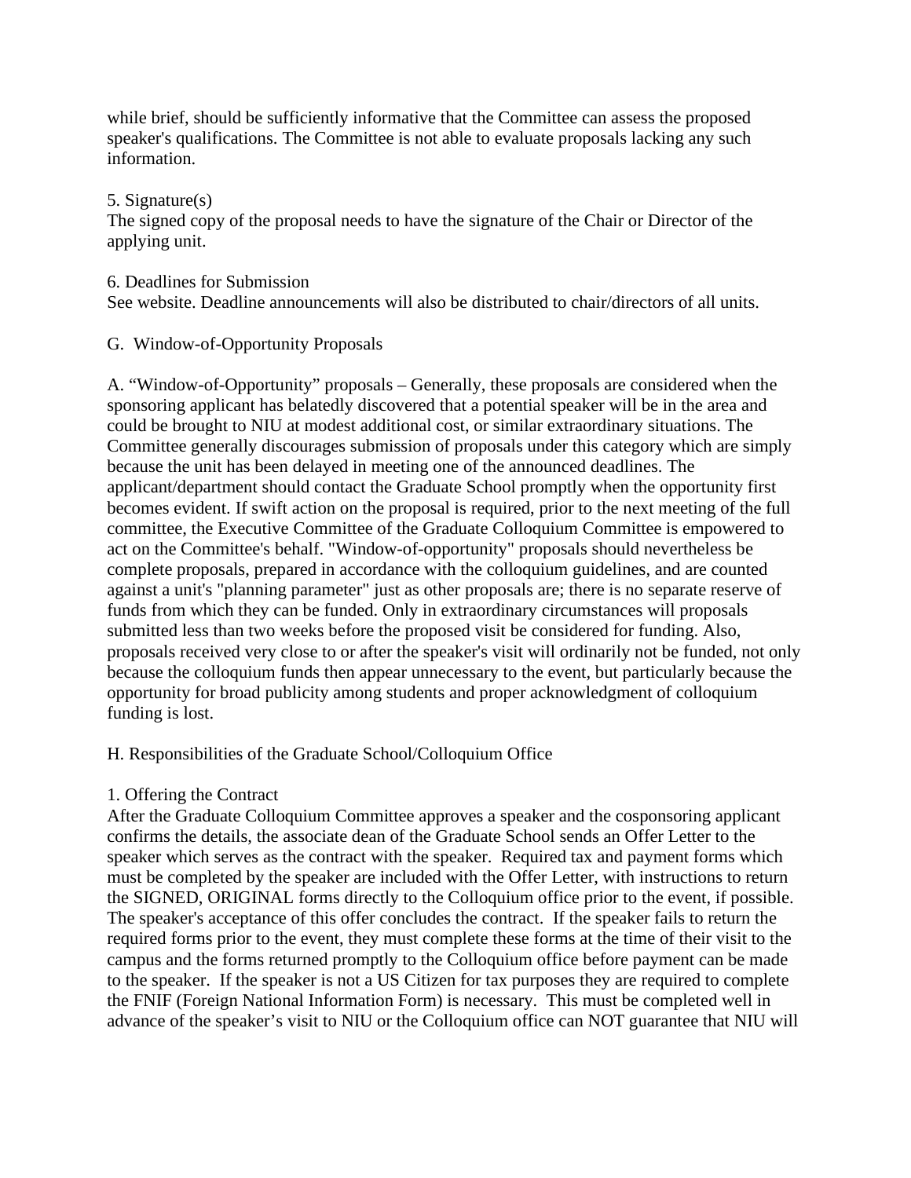while brief, should be sufficiently informative that the Committee can assess the proposed speaker's qualifications. The Committee is not able to evaluate proposals lacking any such information.

5. Signature(s)
The signed copy of the proposal needs to have the signature of the Chair or Director of the applying unit.

6. Deadlines for Submission
See website. Deadline announcements will also be distributed to chair/directors of all units.

## G. Window-of-Opportunity Proposals

A. “Window-of-Opportunity” proposals – Generally, these proposals are considered when the sponsoring applicant has belatedly discovered that a potential speaker will be in the area and could be brought to NIU at modest additional cost, or similar extraordinary situations. The Committee generally discourages submission of proposals under this category which are simply because the unit has been delayed in meeting one of the announced deadlines. The applicant/department should contact the Graduate School promptly when the opportunity first becomes evident. If swift action on the proposal is required, prior to the next meeting of the full committee, the Executive Committee of the Graduate Colloquium Committee is empowered to act on the Committee's behalf. "Window-of-opportunity" proposals should nevertheless be complete proposals, prepared in accordance with the colloquium guidelines, and are counted against a unit's "planning parameter" just as other proposals are; there is no separate reserve of funds from which they can be funded. Only in extraordinary circumstances will proposals submitted less than two weeks before the proposed visit be considered for funding. Also, proposals received very close to or after the speaker's visit will ordinarily not be funded, not only because the colloquium funds then appear unnecessary to the event, but particularly because the opportunity for broad publicity among students and proper acknowledgment of colloquium funding is lost.

## H. Responsibilities of the Graduate School/Colloquium Office

1. Offering the Contract
After the Graduate Colloquium Committee approves a speaker and the cosponsoring applicant confirms the details, the associate dean of the Graduate School sends an Offer Letter to the speaker which serves as the contract with the speaker. Required tax and payment forms which must be completed by the speaker are included with the Offer Letter, with instructions to return the SIGNED, ORIGINAL forms directly to the Colloquium office prior to the event, if possible. The speaker's acceptance of this offer concludes the contract. If the speaker fails to return the required forms prior to the event, they must complete these forms at the time of their visit to the campus and the forms returned promptly to the Colloquium office before payment can be made to the speaker. If the speaker is not a US Citizen for tax purposes they are required to complete the FNIF (Foreign National Information Form) is necessary. This must be completed well in advance of the speaker’s visit to NIU or the Colloquium office can NOT guarantee that NIU will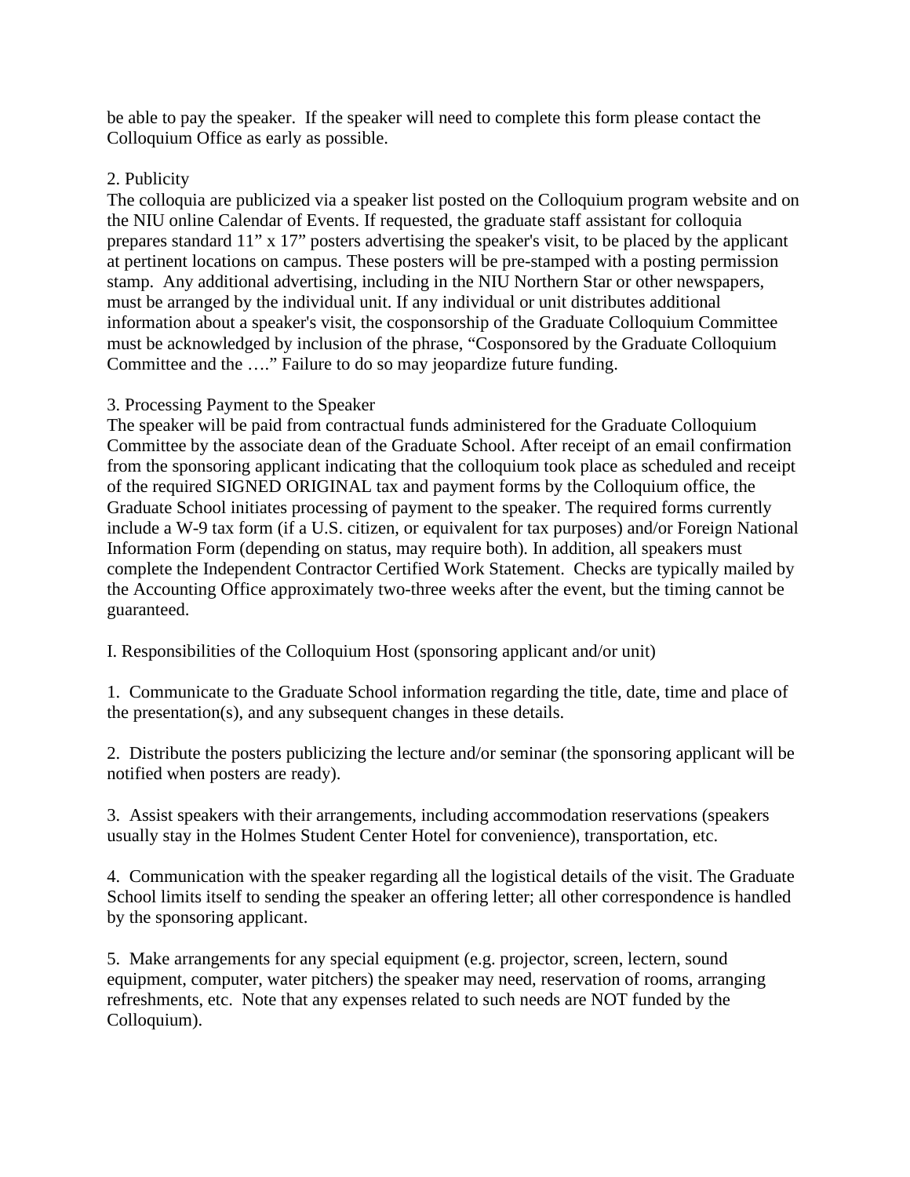be able to pay the speaker. If the speaker will need to complete this form please contact the Colloquium Office as early as possible.

2. Publicity

The colloquia are publicized via a speaker list posted on the Colloquium program website and on the NIU online Calendar of Events. If requested, the graduate staff assistant for colloquia prepares standard 11" x 17" posters advertising the speaker's visit, to be placed by the applicant at pertinent locations on campus. These posters will be pre-stamped with a posting permission stamp. Any additional advertising, including in the NIU Northern Star or other newspapers, must be arranged by the individual unit. If any individual or unit distributes additional information about a speaker's visit, the cosponsorship of the Graduate Colloquium Committee must be acknowledged by inclusion of the phrase, "Cosponsored by the Graduate Colloquium Committee and the …." Failure to do so may jeopardize future funding.

3. Processing Payment to the Speaker

The speaker will be paid from contractual funds administered for the Graduate Colloquium Committee by the associate dean of the Graduate School. After receipt of an email confirmation from the sponsoring applicant indicating that the colloquium took place as scheduled and receipt of the required SIGNED ORIGINAL tax and payment forms by the Colloquium office, the Graduate School initiates processing of payment to the speaker. The required forms currently include a W-9 tax form (if a U.S. citizen, or equivalent for tax purposes) and/or Foreign National Information Form (depending on status, may require both). In addition, all speakers must complete the Independent Contractor Certified Work Statement. Checks are typically mailed by the Accounting Office approximately two-three weeks after the event, but the timing cannot be guaranteed.

I. Responsibilities of the Colloquium Host (sponsoring applicant and/or unit)

1. Communicate to the Graduate School information regarding the title, date, time and place of the presentation(s), and any subsequent changes in these details.

2. Distribute the posters publicizing the lecture and/or seminar (the sponsoring applicant will be notified when posters are ready).

3. Assist speakers with their arrangements, including accommodation reservations (speakers usually stay in the Holmes Student Center Hotel for convenience), transportation, etc.

4. Communication with the speaker regarding all the logistical details of the visit. The Graduate School limits itself to sending the speaker an offering letter; all other correspondence is handled by the sponsoring applicant.

5. Make arrangements for any special equipment (e.g. projector, screen, lectern, sound equipment, computer, water pitchers) the speaker may need, reservation of rooms, arranging refreshments, etc. Note that any expenses related to such needs are NOT funded by the Colloquium).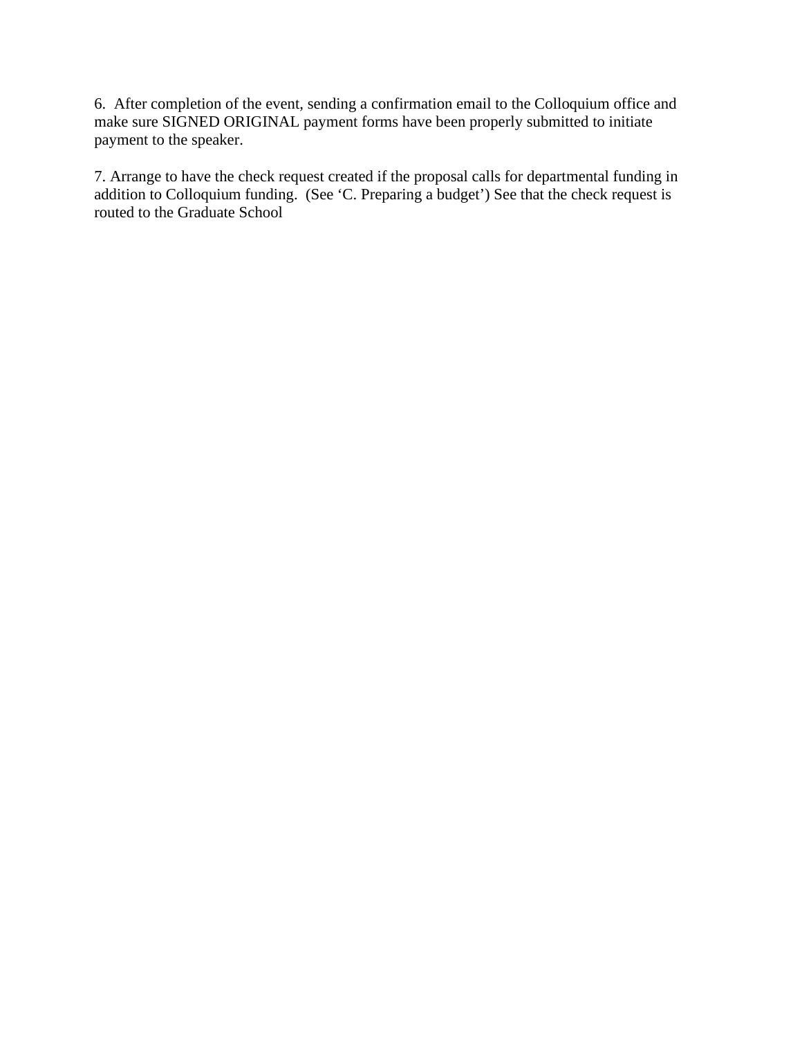6. After completion of the event, sending a confirmation email to the Colloquium office and make sure SIGNED ORIGINAL payment forms have been properly submitted to initiate payment to the speaker.

7. Arrange to have the check request created if the proposal calls for departmental funding in addition to Colloquium funding. (See 'C. Preparing a budget') See that the check request is routed to the Graduate School